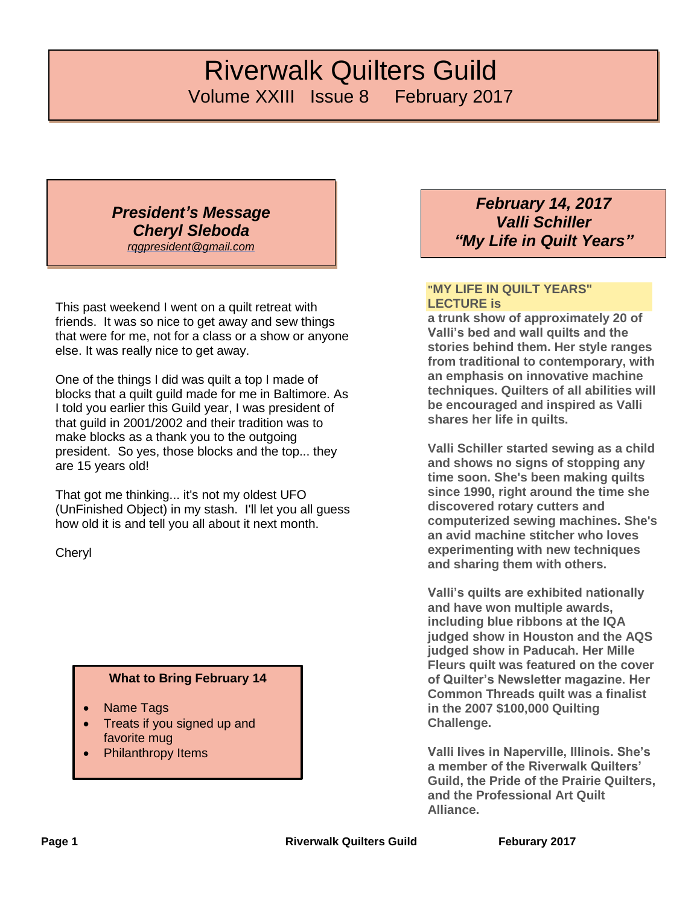# Riverwalk Quilters Guild

Volume XXIII Issue 8 February 2017

## *President's Message*
## *Cheryl Sleboda*

*rqgpresident@gmail.com*

This past weekend I went on a quilt retreat with friends. It was so nice to get away and sew things that were for me, not for a class or a show or anyone else. It was really nice to get away.

One of the things I did was quilt a top I made of blocks that a quilt guild made for me in Baltimore. As I told you earlier this Guild year, I was president of that guild in 2001/2002 and their tradition was to make blocks as a thank you to the outgoing president. So yes, those blocks and the top... they are 15 years old!

That got me thinking... it's not my oldest UFO (UnFinished Object) in my stash. I'll let you all guess how old it is and tell you all about it next month.

Cheryl

**What to Bring February 14**

- Name Tags
- Treats if you signed up and favorite mug
- Philanthropy Items

## *February 14, 2017*
## *Valli Schiller*
## *"My Life in Quilt Years"*

**"MY LIFE IN QUILT YEARS" LECTURE is a trunk show of approximately 20 of Valli's bed and wall quilts and the stories behind them. Her style ranges from traditional to contemporary, with an emphasis on innovative machine techniques. Quilters of all abilities will be encouraged and inspired as Valli shares her life in quilts.**

**Valli Schiller started sewing as a child and shows no signs of stopping any time soon. She's been making quilts since 1990, right around the time she discovered rotary cutters and computerized sewing machines. She's an avid machine stitcher who loves experimenting with new techniques and sharing them with others.**

**Valli's quilts are exhibited nationally and have won multiple awards, including blue ribbons at the IQA judged show in Houston and the AQS judged show in Paducah. Her Mille Fleurs quilt was featured on the cover of Quilter's Newsletter magazine. Her Common Threads quilt was a finalist in the 2007 $100,000 Quilting Challenge.**

**Valli lives in Naperville, Illinois. She's a member of the Riverwalk Quilters' Guild, the Pride of the Prairie Quilters, and the Professional Art Quilt Alliance.**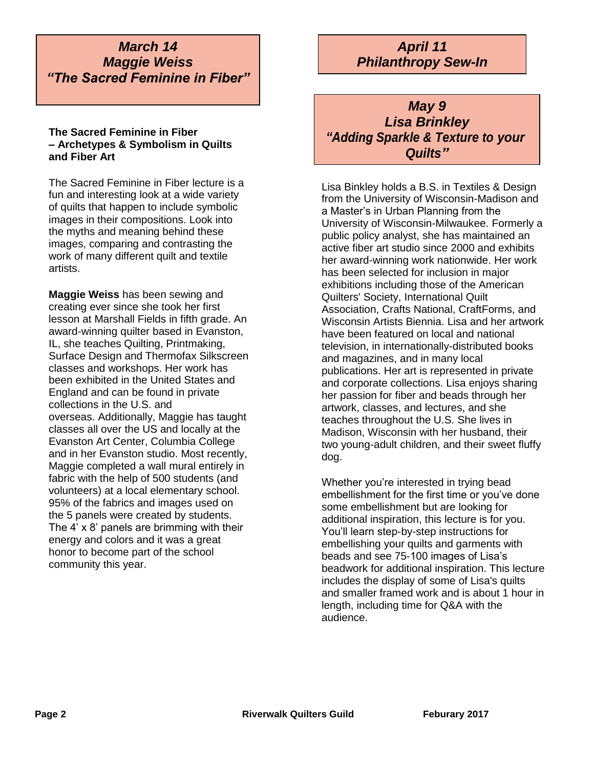## *March 14*
## *Maggie Weiss*
## *"The Sacred Feminine in Fiber"*

**The Sacred Feminine in Fiber – Archetypes & Symbolism in Quilts and Fiber Art**

The Sacred Feminine in Fiber lecture is a fun and interesting look at a wide variety of quilts that happen to include symbolic images in their compositions. Look into the myths and meaning behind these images, comparing and contrasting the work of many different quilt and textile artists.

**Maggie Weiss** has been sewing and creating ever since she took her first lesson at Marshall Fields in fifth grade. An award-winning quilter based in Evanston, IL, she teaches Quilting, Printmaking, Surface Design and Thermofax Silkscreen classes and workshops. Her work has been exhibited in the United States and England and can be found in private collections in the U.S. and overseas. Additionally, Maggie has taught classes all over the US and locally at the Evanston Art Center, Columbia College and in her Evanston studio. Most recently, Maggie completed a wall mural entirely in fabric with the help of 500 students (and volunteers) at a local elementary school. 95% of the fabrics and images used on the 5 panels were created by students. The 4' x 8' panels are brimming with their energy and colors and it was a great honor to become part of the school community this year.

## *April 11*
## *Philanthropy Sew-In*

## *May 9*
## *Lisa Brinkley*
## *"Adding Sparkle & Texture to your Quilts"*

Lisa Binkley holds a B.S. in Textiles & Design from the University of Wisconsin-Madison and a Master's in Urban Planning from the University of Wisconsin-Milwaukee. Formerly a public policy analyst, she has maintained an active fiber art studio since 2000 and exhibits her award-winning work nationwide. Her work has been selected for inclusion in major exhibitions including those of the American Quilters' Society, International Quilt Association, Crafts National, CraftForms, and Wisconsin Artists Biennia. Lisa and her artwork have been featured on local and national television, in internationally-distributed books and magazines, and in many local publications. Her art is represented in private and corporate collections. Lisa enjoys sharing her passion for fiber and beads through her artwork, classes, and lectures, and she teaches throughout the U.S. She lives in Madison, Wisconsin with her husband, their two young-adult children, and their sweet fluffy dog.

Whether you're interested in trying bead embellishment for the first time or you've done some embellishment but are looking for additional inspiration, this lecture is for you. You'll learn step-by-step instructions for embellishing your quilts and garments with beads and see 75-100 images of Lisa's beadwork for additional inspiration. This lecture includes the display of some of Lisa's quilts and smaller framed work and is about 1 hour in length, including time for Q&A with the audience.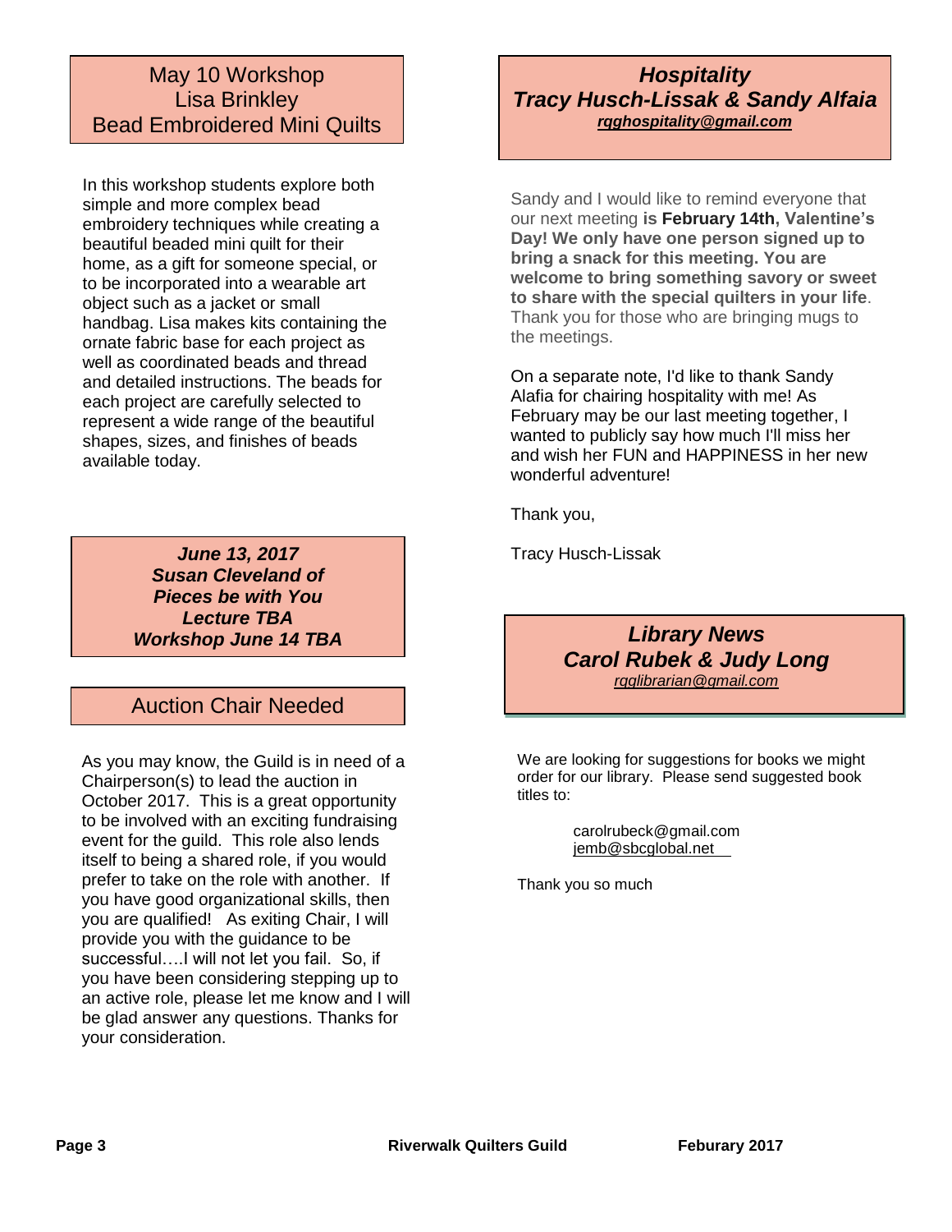## May 10 Workshop
## Lisa Brinkley
## Bead Embroidered Mini Quilts

In this workshop students explore both simple and more complex bead embroidery techniques while creating a beautiful beaded mini quilt for their home, as a gift for someone special, or to be incorporated into a wearable art object such as a jacket or small handbag. Lisa makes kits containing the ornate fabric base for each project as well as coordinated beads and thread and detailed instructions. The beads for each project are carefully selected to represent a wide range of the beautiful shapes, sizes, and finishes of beads available today.

***June 13, 2017***
***Susan Cleveland of***
***Pieces be with You***
***Lecture TBA***
***Workshop June 14 TBA***

## Auction Chair Needed

As you may know, the Guild is in need of a Chairperson(s) to lead the auction in October 2017. This is a great opportunity to be involved with an exciting fundraising event for the guild. This role also lends itself to being a shared role, if you would prefer to take on the role with another. If you have good organizational skills, then you are qualified! As exiting Chair, I will provide you with the guidance to be successful….I will not let you fail. So, if you have been considering stepping up to an active role, please let me know and I will be glad answer any questions. Thanks for your consideration.

## *Hospitality*
## *Tracy Husch-Lissak & Sandy Alfaia*
***rgghospitality@gmail.com***

Sandy and I would like to remind everyone that our next meeting **is February 14th, Valentine's Day! We only have one person signed up to bring a snack for this meeting. You are welcome to bring something savory or sweet to share with the special quilters in your life**. Thank you for those who are bringing mugs to the meetings.

On a separate note, I'd like to thank Sandy Alafia for chairing hospitality with me! As February may be our last meeting together, I wanted to publicly say how much I'll miss her and wish her FUN and HAPPINESS in her new wonderful adventure!

Thank you,

Tracy Husch-Lissak

## *Library News*
## *Carol Rubek & Judy Long*
*rgglibrarian@gmail.com*

We are looking for suggestions for books we might order for our library. Please send suggested book titles to:

carolrubeck@gmail.com
jemb@sbcglobal.net

Thank you so much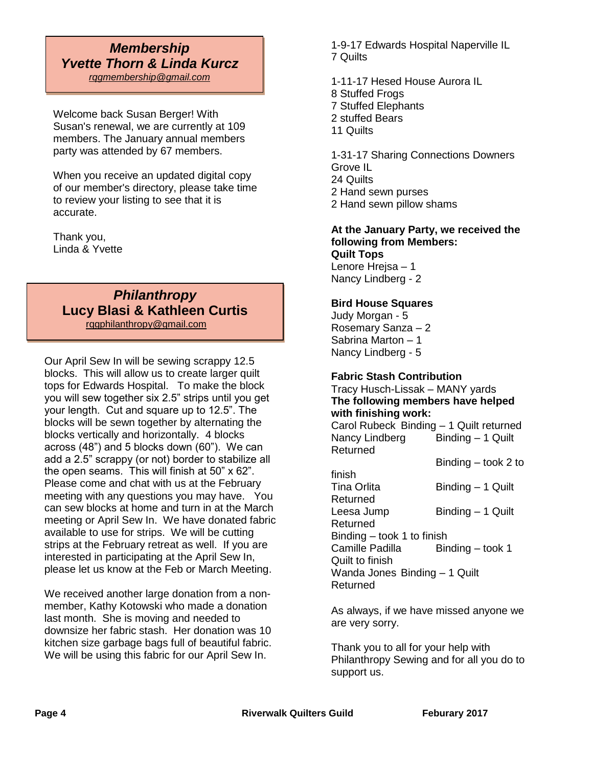## *Membership*
## *Yvette Thorn & Linda Kurcz*

*rqgmembership@gmail.com*

Welcome back Susan Berger! With Susan's renewal, we are currently at 109 members. The January annual members party was attended by 67 members.

When you receive an updated digital copy of our member's directory, please take time to review your listing to see that it is accurate.

Thank you,
Linda & Yvette

## *Philanthropy*
## Lucy Blasi & Kathleen Curtis

rqgphilanthropy@gmail.com

Our April Sew In will be sewing scrappy 12.5 blocks. This will allow us to create larger quilt tops for Edwards Hospital. To make the block you will sew together six 2.5" strips until you get your length. Cut and square up to 12.5". The blocks will be sewn together by alternating the blocks vertically and horizontally. 4 blocks across (48") and 5 blocks down (60"). We can add a 2.5" scrappy (or not) border to stabilize all the open seams. This will finish at 50" x 62". Please come and chat with us at the February meeting with any questions you may have. You can sew blocks at home and turn in at the March meeting or April Sew In. We have donated fabric available to use for strips. We will be cutting strips at the February retreat as well. If you are interested in participating at the April Sew In, please let us know at the Feb or March Meeting.

We received another large donation from a non-member, Kathy Kotowski who made a donation last month. She is moving and needed to downsize her fabric stash. Her donation was 10 kitchen size garbage bags full of beautiful fabric. We will be using this fabric for our April Sew In.

1-9-17 Edwards Hospital Naperville IL
7 Quilts

1-11-17 Hesed House Aurora IL
8 Stuffed Frogs
7 Stuffed Elephants
2 stuffed Bears
11 Quilts

1-31-17 Sharing Connections Downers Grove IL
24 Quilts
2 Hand sewn purses
2 Hand sewn pillow shams

**At the January Party, we received the following from Members:**

**Quilt Tops**
Lenore Hrejsa – 1
Nancy Lindberg - 2

**Bird House Squares**
Judy Morgan - 5
Rosemary Sanza – 2
Sabrina Marton – 1
Nancy Lindberg - 5

**Fabric Stash Contribution**
Tracy Husch-Lissak – MANY yards

**The following members have helped with finishing work:**

Carol Rubeck Binding – 1 Quilt returned
Nancy Lindberg Binding – 1 Quilt Returned
Binding – took 2 to finish
Tina Orlita Binding – 1 Quilt Returned
Leesa Jump Binding – 1 Quilt Returned
Binding – took 1 to finish
Camille Padilla Binding – took 1 Quilt to finish
Wanda Jones Binding – 1 Quilt Returned

As always, if we have missed anyone we are very sorry.

Thank you to all for your help with Philanthropy Sewing and for all you do to support us.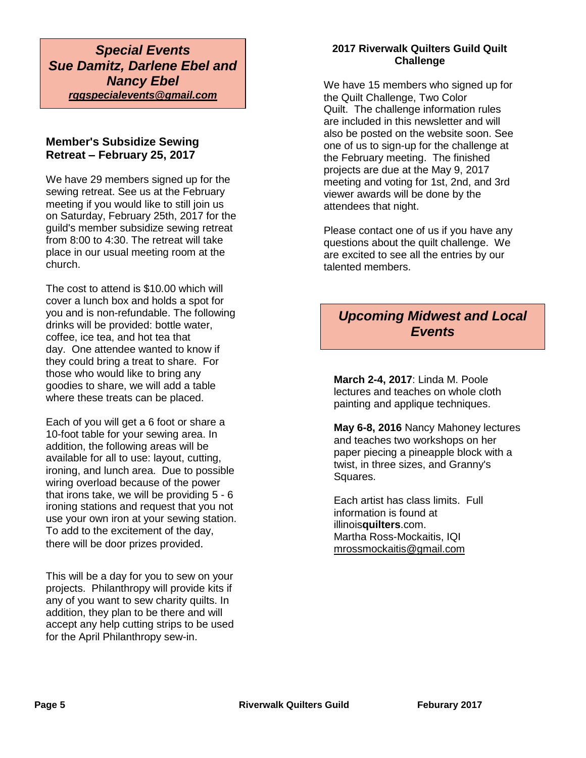## *Special Events*
## *Sue Damitz, Darlene Ebel and Nancy Ebel*

***rggspecialevents@gmail.com***

### Member's Subsidize Sewing Retreat – February 25, 2017

We have 29 members signed up for the sewing retreat. See us at the February meeting if you would like to still join us on Saturday, February 25th, 2017 for the guild's member subsidize sewing retreat from 8:00 to 4:30. The retreat will take place in our usual meeting room at the church.

The cost to attend is $10.00 which will cover a lunch box and holds a spot for you and is non-refundable. The following drinks will be provided: bottle water, coffee, ice tea, and hot tea that day. One attendee wanted to know if they could bring a treat to share. For those who would like to bring any goodies to share, we will add a table where these treats can be placed.

Each of you will get a 6 foot or share a 10-foot table for your sewing area. In addition, the following areas will be available for all to use: layout, cutting, ironing, and lunch area. Due to possible wiring overload because of the power that irons take, we will be providing 5 - 6 ironing stations and request that you not use your own iron at your sewing station. To add to the excitement of the day, there will be door prizes provided.

This will be a day for you to sew on your projects. Philanthropy will provide kits if any of you want to sew charity quilts. In addition, they plan to be there and will accept any help cutting strips to be used for the April Philanthropy sew-in.

### 2017 Riverwalk Quilters Guild Quilt Challenge

We have 15 members who signed up for the Quilt Challenge, Two Color Quilt. The challenge information rules are included in this newsletter and will also be posted on the website soon. See one of us to sign-up for the challenge at the February meeting. The finished projects are due at the May 9, 2017 meeting and voting for 1st, 2nd, and 3rd viewer awards will be done by the attendees that night.

Please contact one of us if you have any questions about the quilt challenge. We are excited to see all the entries by our talented members.

## *Upcoming Midwest and Local Events*

**March 2-4, 2017**: Linda M. Poole lectures and teaches on whole cloth painting and applique techniques.

**May 6-8, 2016** Nancy Mahoney lectures and teaches two workshops on her paper piecing a pineapple block with a twist, in three sizes, and Granny's Squares.

Each artist has class limits. Full information is found at illinois**quilters**.com.
Martha Ross-Mockaitis, IQI
mrossmockaitis@gmail.com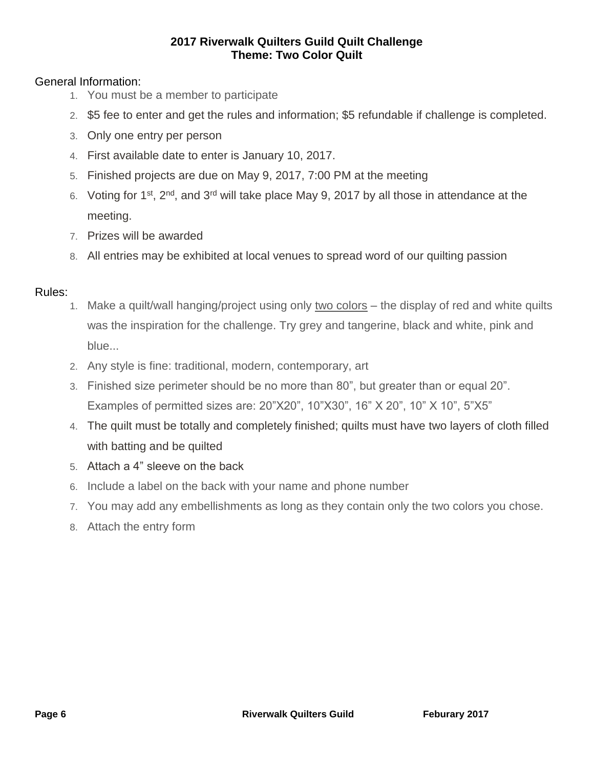**2017 Riverwalk Quilters Guild Quilt Challenge**
**Theme: Two Color Quilt**

General Information:

1. You must be a member to participate
2. $5 fee to enter and get the rules and information; $5 refundable if challenge is completed.
3. Only one entry per person
4. First available date to enter is January 10, 2017.
5. Finished projects are due on May 9, 2017, 7:00 PM at the meeting
6. Voting for 1st, 2nd, and 3rd will take place May 9, 2017 by all those in attendance at the meeting.
7. Prizes will be awarded
8. All entries may be exhibited at local venues to spread word of our quilting passion

Rules:

1. Make a quilt/wall hanging/project using only <u>two colors</u> – the display of red and white quilts was the inspiration for the challenge. Try grey and tangerine, black and white, pink and blue...
2. Any style is fine: traditional, modern, contemporary, art
3. Finished size perimeter should be no more than 80", but greater than or equal 20". Examples of permitted sizes are: 20"X20", 10"X30", 16" X 20", 10" X 10", 5"X5"
4. The quilt must be totally and completely finished; quilts must have two layers of cloth filled with batting and be quilted
5. Attach a 4" sleeve on the back
6. Include a label on the back with your name and phone number
7. You may add any embellishments as long as they contain only the two colors you chose.
8. Attach the entry form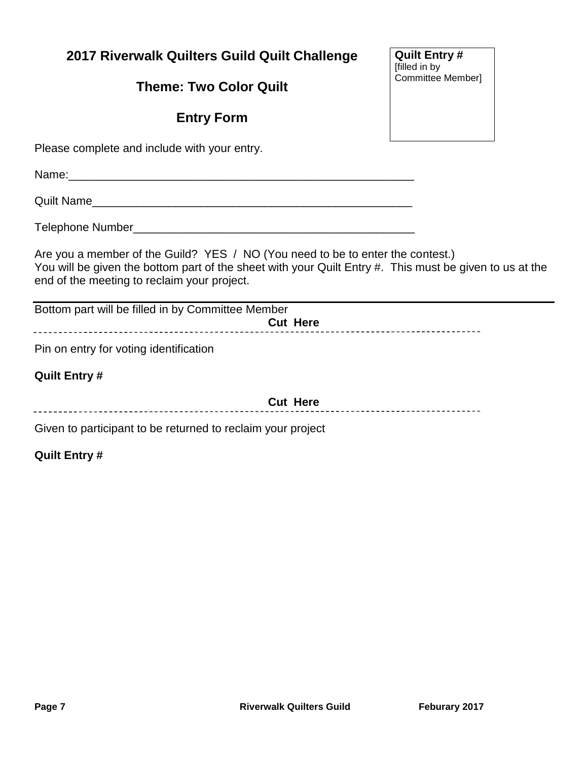## 2017 Riverwalk Quilters Guild Quilt Challenge

## Theme: Two Color Quilt

## Entry Form

**Quilt Entry #**
[filled in by Committee Member]

Please complete and include with your entry.

Name:_______________________________________________________

Quilt Name___________________________________________________

Telephone Number_____________________________________________

Are you a member of the Guild? YES / NO (You need to be to enter the contest.)
You will be given the bottom part of the sheet with your Quilt Entry #. This must be given to us at the end of the meeting to reclaim your project.

---

Bottom part will be filled in by Committee Member

**Cut Here**

- - - - - - - - - - - - - - - - - - - - - - - - - - - - - - - - - - - - - - - -

Pin on entry for voting identification

**Quilt Entry #**

**Cut Here**

- - - - - - - - - - - - - - - - - - - - - - - - - - - - - - - - - - - - - - - -

Given to participant to be returned to reclaim your project

**Quilt Entry #**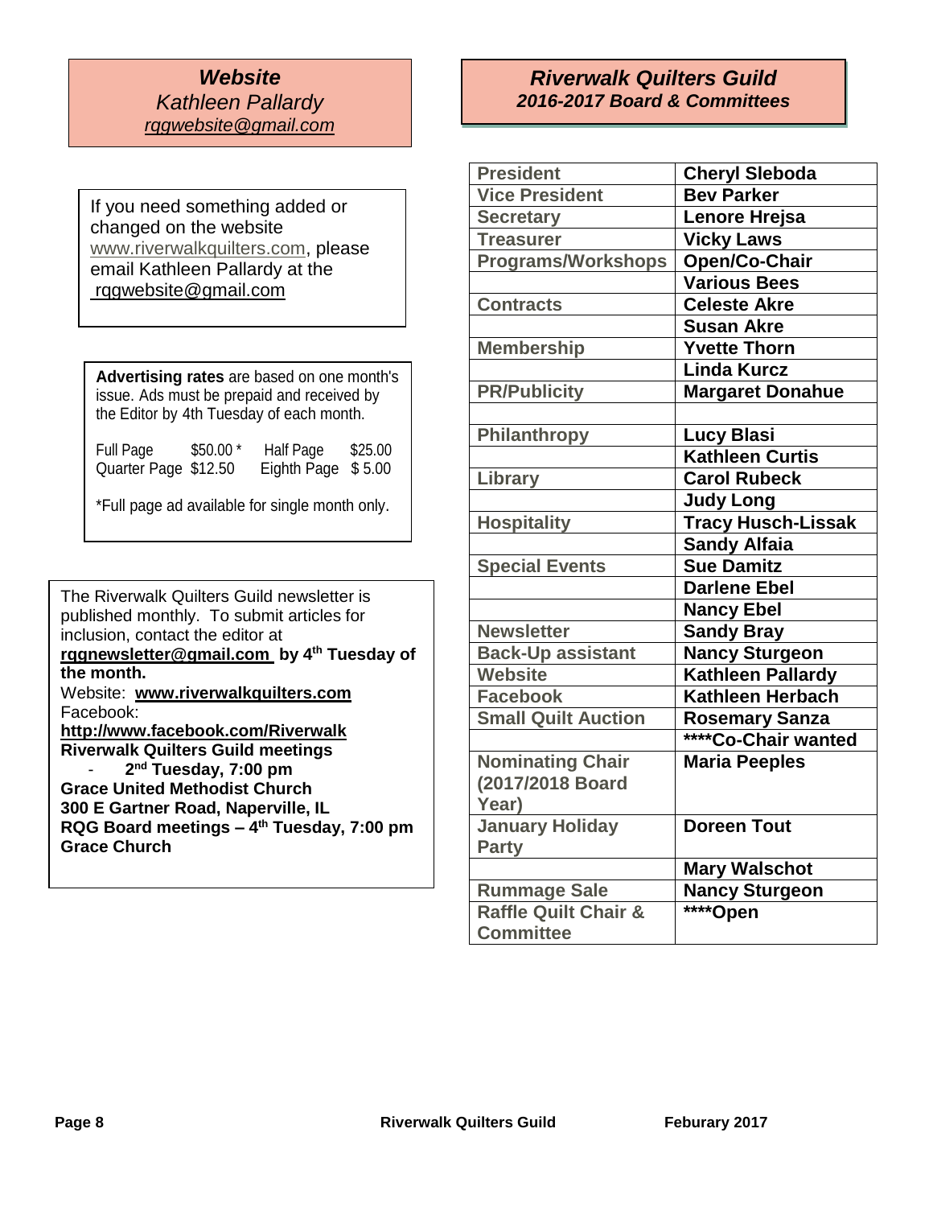### *Website*

*Kathleen Pallardy*

*rqgwebsite@gmail.com*

If you need something added or changed on the website www.riverwalkquilters.com, please email Kathleen Pallardy at the rqgwebsite@gmail.com

**Advertising rates** are based on one month's issue. Ads must be prepaid and received by the Editor by 4th Tuesday of each month.

| | | | |
|---|---|---|---|
| Full Page | $50.00 * | Half Page | $25.00 |
| Quarter Page | $12.50 | Eighth Page | $ 5.00 |

*Full page ad available for single month only.

The Riverwalk Quilters Guild newsletter is published monthly. To submit articles for inclusion, contact the editor at **rqgnewsletter@gmail.com by 4th Tuesday of the month.**

Website: **www.riverwalkquilters.com**

Facebook: **http://www.facebook.com/Riverwalk**

**Riverwalk Quilters Guild meetings**
- **2nd Tuesday, 7:00 pm**

**Grace United Methodist Church**
**300 E Gartner Road, Naperville, IL**
**RQG Board meetings – 4th Tuesday, 7:00 pm Grace Church**

## *Riverwalk Quilters Guild*
### *2016-2017 Board & Committees*

| | |
|---|---|
| **President** | **Cheryl Sleboda** |
| **Vice President** | **Bev Parker** |
| **Secretary** | **Lenore Hrejsa** |
| **Treasurer** | **Vicky Laws** |
| **Programs/Workshops** | **Open/Co-Chair** |
| | **Various Bees** |
| **Contracts** | **Celeste Akre** |
| | **Susan Akre** |
| **Membership** | **Yvette Thorn** |
| | **Linda Kurcz** |
| **PR/Publicity** | **Margaret Donahue** |
| | |
| **Philanthropy** | **Lucy Blasi** |
| | **Kathleen Curtis** |
| **Library** | **Carol Rubeck** |
| | **Judy Long** |
| **Hospitality** | **Tracy Husch-Lissak** |
| | **Sandy Alfaia** |
| **Special Events** | **Sue Damitz** |
| | **Darlene Ebel** |
| | **Nancy Ebel** |
| **Newsletter** | **Sandy Bray** |
| **Back-Up assistant** | **Nancy Sturgeon** |
| **Website** | **Kathleen Pallardy** |
| **Facebook** | **Kathleen Herbach** |
| **Small Quilt Auction** | **Rosemary Sanza** |
| | **\*\*\*\*Co-Chair wanted** |
| **Nominating Chair (2017/2018 Board Year)** | **Maria Peeples** |
| **January Holiday Party** | **Doreen Tout** |
| | **Mary Walschot** |
| **Rummage Sale** | **Nancy Sturgeon** |
| **Raffle Quilt Chair & Committee** | **\*\*\*\*Open** |